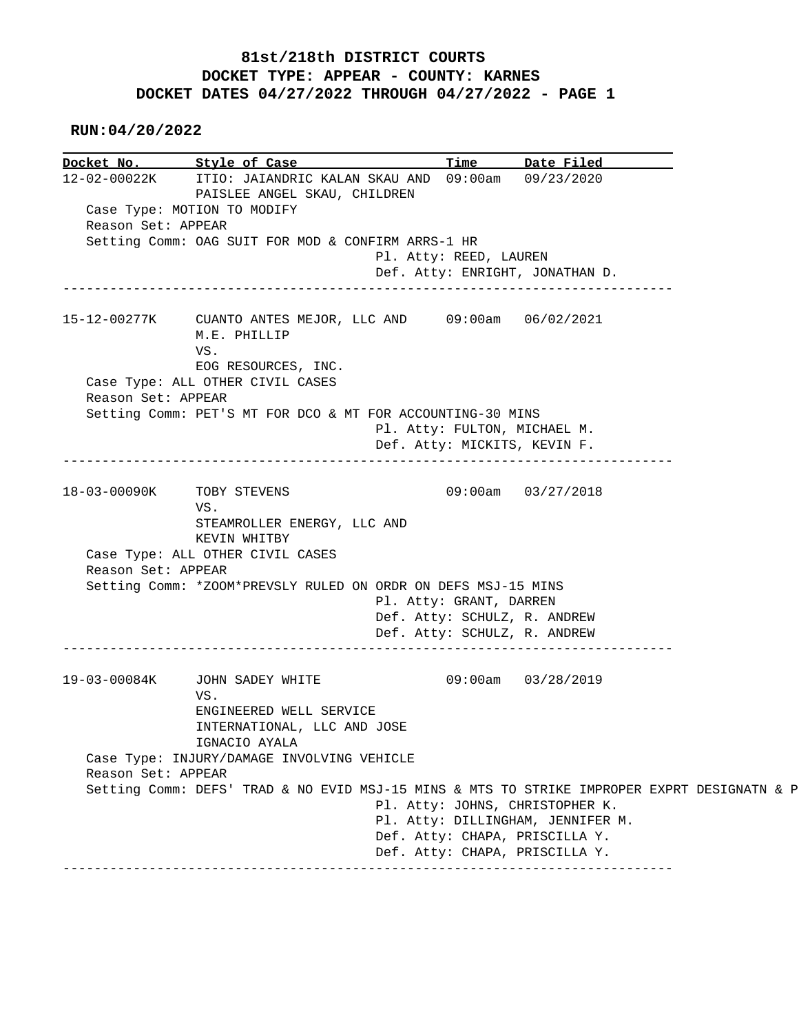# 81st/218th DISTRICT COURTS

## DOCKET TYPE: APPEAR - COUNTY: KARNES

## DOCKET DATES 04/27/2022 THROUGH 04/27/2022 - PAGE 1

**RUN:04/20/2022**

| Docket No. | Style of Case | Time | Date Filed |
|---|---|---|---|
| 12-02-00022K | ITIO: JAIANDRIC KALAN SKAU AND PAISLEE ANGEL SKAU, CHILDREN | 09:00am | 09/23/2020 |

Case Type: MOTION TO MODIFY
Reason Set: APPEAR
Setting Comm: OAG SUIT FOR MOD & CONFIRM ARRS-1 HR
Pl. Atty: REED, LAUREN
Def. Atty: ENRIGHT, JONATHAN D.

---

| Docket No. | Style of Case | Time | Date Filed |
|---|---|---|---|
| 15-12-00277K | CUANTO ANTES MEJOR, LLC AND M.E. PHILLIP VS. EOG RESOURCES, INC. | 09:00am | 06/02/2021 |

Case Type: ALL OTHER CIVIL CASES
Reason Set: APPEAR
Setting Comm: PET'S MT FOR DCO & MT FOR ACCOUNTING-30 MINS
Pl. Atty: FULTON, MICHAEL M.
Def. Atty: MICKITS, KEVIN F.

---

| Docket No. | Style of Case | Time | Date Filed |
|---|---|---|---|
| 18-03-00090K | TOBY STEVENS VS. STEAMROLLER ENERGY, LLC AND KEVIN WHITBY | 09:00am | 03/27/2018 |

Case Type: ALL OTHER CIVIL CASES
Reason Set: APPEAR
Setting Comm: *ZOOM*PREVSLY RULED ON ORDR ON DEFS MSJ-15 MINS
Pl. Atty: GRANT, DARREN
Def. Atty: SCHULZ, R. ANDREW
Def. Atty: SCHULZ, R. ANDREW

---

| Docket No. | Style of Case | Time | Date Filed |
|---|---|---|---|
| 19-03-00084K | JOHN SADEY WHITE VS. ENGINEERED WELL SERVICE INTERNATIONAL, LLC AND JOSE IGNACIO AYALA | 09:00am | 03/28/2019 |

Case Type: INJURY/DAMAGE INVOLVING VEHICLE
Reason Set: APPEAR
Setting Comm: DEFS' TRAD & NO EVID MSJ-15 MINS & MTS TO STRIKE IMPROPER EXPRT DESIGNATN & P
Pl. Atty: JOHNS, CHRISTOPHER K.
Pl. Atty: DILLINGHAM, JENNIFER M.
Def. Atty: CHAPA, PRISCILLA Y.
Def. Atty: CHAPA, PRISCILLA Y.

---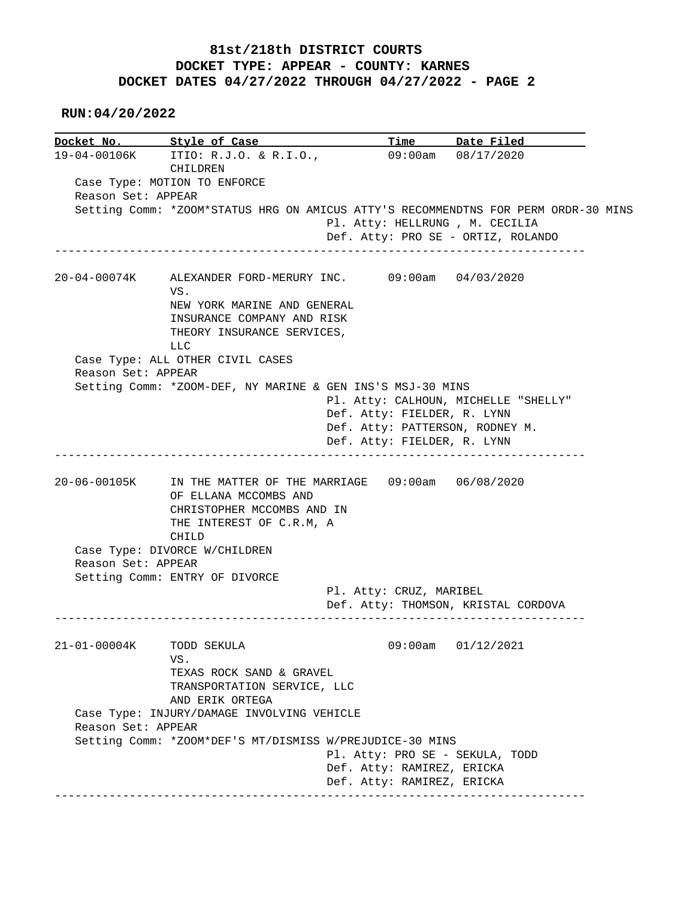**81st/218th DISTRICT COURTS**
**DOCKET TYPE: APPEAR - COUNTY: KARNES**
**DOCKET DATES 04/27/2022 THROUGH 04/27/2022 - PAGE 2**

**RUN:04/20/2022**

| Docket No. | Style of Case | Time | Date Filed |
| --- | --- | --- | --- |

```
19-04-00106K   ITIO: R.J.O. & R.I.O.,          09:00am   08/17/2020
               CHILDREN
   Case Type: MOTION TO ENFORCE
   Reason Set: APPEAR
   Setting Comm: *ZOOM*STATUS HRG ON AMICUS ATTY'S RECOMMENDTNS FOR PERM ORDR-30 MINS
                                    Pl. Atty: HELLRUNG , M. CECILIA
                                    Def. Atty: PRO SE - ORTIZ, ROLANDO
-----------------------------------------------------------------------------

20-04-00074K   ALEXANDER FORD-MERURY INC.      09:00am   04/03/2020
               VS.
               NEW YORK MARINE AND GENERAL
               INSURANCE COMPANY AND RISK
               THEORY INSURANCE SERVICES,
               LLC
   Case Type: ALL OTHER CIVIL CASES
   Reason Set: APPEAR
   Setting Comm: *ZOOM-DEF, NY MARINE & GEN INS'S MSJ-30 MINS
                                    Pl. Atty: CALHOUN, MICHELLE "SHELLY"
                                    Def. Atty: FIELDER, R. LYNN
                                    Def. Atty: PATTERSON, RODNEY M.
                                    Def. Atty: FIELDER, R. LYNN
-----------------------------------------------------------------------------

20-06-00105K   IN THE MATTER OF THE MARRIAGE   09:00am   06/08/2020
               OF ELLANA MCCOMBS AND
               CHRISTOPHER MCCOMBS AND IN
               THE INTEREST OF C.R.M, A
               CHILD
   Case Type: DIVORCE W/CHILDREN
   Reason Set: APPEAR
   Setting Comm: ENTRY OF DIVORCE
                                    Pl. Atty: CRUZ, MARIBEL
                                    Def. Atty: THOMSON, KRISTAL CORDOVA
-----------------------------------------------------------------------------

21-01-00004K   TODD SEKULA                     09:00am   01/12/2021
               VS.
               TEXAS ROCK SAND & GRAVEL
               TRANSPORTATION SERVICE, LLC
               AND ERIK ORTEGA
   Case Type: INJURY/DAMAGE INVOLVING VEHICLE
   Reason Set: APPEAR
   Setting Comm: *ZOOM*DEF'S MT/DISMISS W/PREJUDICE-30 MINS
                                    Pl. Atty: PRO SE - SEKULA, TODD
                                    Def. Atty: RAMIREZ, ERICKA
                                    Def. Atty: RAMIREZ, ERICKA
-----------------------------------------------------------------------------
```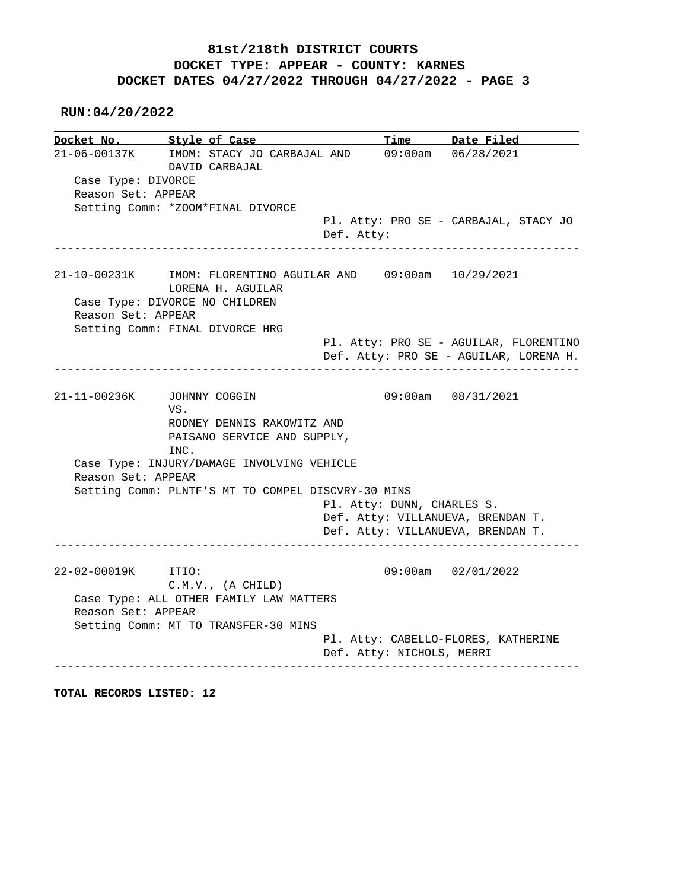**81st/218th DISTRICT COURTS**
**DOCKET TYPE: APPEAR - COUNTY: KARNES**
**DOCKET DATES 04/27/2022 THROUGH 04/27/2022 - PAGE 3**

**RUN:04/20/2022**

| Docket No. | Style of Case | Time | Date Filed |
|---|---|---|---|
| 21-06-00137K | IMOM: STACY JO CARBAJAL AND DAVID CARBAJAL | 09:00am | 06/28/2021 |

Case Type: DIVORCE
Reason Set: APPEAR
Setting Comm: *ZOOM*FINAL DIVORCE
Pl. Atty: PRO SE - CARBAJAL, STACY JO
Def. Atty:

---

| Docket No. | Style of Case | Time | Date Filed |
|---|---|---|---|
| 21-10-00231K | IMOM: FLORENTINO AGUILAR AND LORENA H. AGUILAR | 09:00am | 10/29/2021 |

Case Type: DIVORCE NO CHILDREN
Reason Set: APPEAR
Setting Comm: FINAL DIVORCE HRG
Pl. Atty: PRO SE - AGUILAR, FLORENTINO
Def. Atty: PRO SE - AGUILAR, LORENA H.

---

| Docket No. | Style of Case | Time | Date Filed |
|---|---|---|---|
| 21-11-00236K | JOHNNY COGGIN VS. RODNEY DENNIS RAKOWITZ AND PAISANO SERVICE AND SUPPLY, INC. | 09:00am | 08/31/2021 |

Case Type: INJURY/DAMAGE INVOLVING VEHICLE
Reason Set: APPEAR
Setting Comm: PLNTF'S MT TO COMPEL DISCVRY-30 MINS
Pl. Atty: DUNN, CHARLES S.
Def. Atty: VILLANUEVA, BRENDAN T.
Def. Atty: VILLANUEVA, BRENDAN T.

---

| Docket No. | Style of Case | Time | Date Filed |
|---|---|---|---|
| 22-02-00019K | ITIO: C.M.V., (A CHILD) | 09:00am | 02/01/2022 |

Case Type: ALL OTHER FAMILY LAW MATTERS
Reason Set: APPEAR
Setting Comm: MT TO TRANSFER-30 MINS
Pl. Atty: CABELLO-FLORES, KATHERINE
Def. Atty: NICHOLS, MERRI

---

**TOTAL RECORDS LISTED: 12**